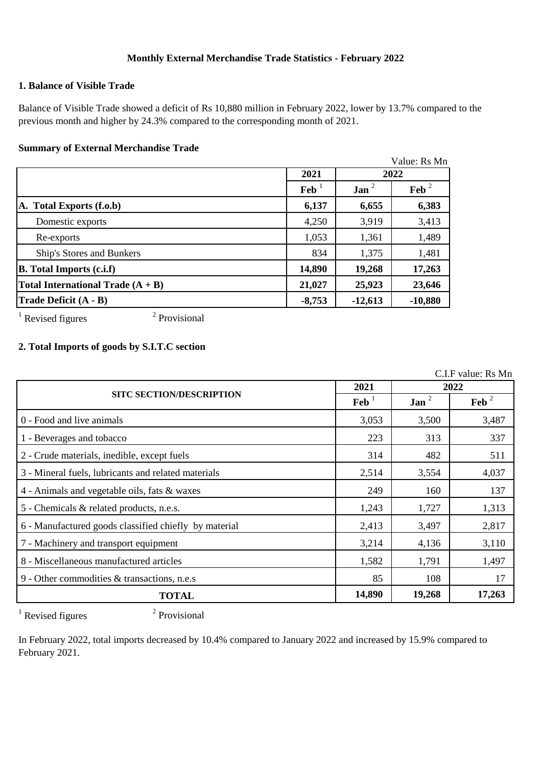# Monthly External Merchandise Trade Statistics - February 2022

## 1. Balance of Visible Trade

Balance of Visible Trade showed a deficit of Rs 10,880 million in February 2022, lower by 13.7% compared to the previous month and higher by 24.3% compared to the corresponding month of 2021.

### Summary of External Merchandise Trade

Value: Rs Mn

| | 2021 | 2022 | |
|---|---|---|---|
| | Feb [1] | Jan [2] | Feb [2] |
| **A. Total Exports (f.o.b)** | **6,137** | **6,655** | **6,383** |
| Domestic exports | 4,250 | 3,919 | 3,413 |
| Re-exports | 1,053 | 1,361 | 1,489 |
| Ship's Stores and Bunkers | 834 | 1,375 | 1,481 |
| **B. Total Imports (c.i.f)** | **14,890** | **19,268** | **17,263** |
| **Total International Trade (A + B)** | **21,027** | **25,923** | **23,646** |
| **Trade Deficit (A - B)** | **-8,753** | **-12,613** | **-10,880** |

[1] Revised figures [2] Provisional

## 2. Total Imports of goods by S.I.T.C section

C.I.F value: Rs Mn

| SITC SECTION/DESCRIPTION | 2021 | 2022 | |
|---|---|---|---|
| | Feb [1] | Jan [2] | Feb [2] |
| 0 - Food and live animals | 3,053 | 3,500 | 3,487 |
| 1 - Beverages and tobacco | 223 | 313 | 337 |
| 2 - Crude materials, inedible, except fuels | 314 | 482 | 511 |
| 3 - Mineral fuels, lubricants and related materials | 2,514 | 3,554 | 4,037 |
| 4 - Animals and vegetable oils, fats & waxes | 249 | 160 | 137 |
| 5 - Chemicals & related products, n.e.s. | 1,243 | 1,727 | 1,313 |
| 6 - Manufactured goods classified chiefly by material | 2,413 | 3,497 | 2,817 |
| 7 - Machinery and transport equipment | 3,214 | 4,136 | 3,110 |
| 8 - Miscellaneous manufactured articles | 1,582 | 1,791 | 1,497 |
| 9 - Other commodities & transactions, n.e.s | 85 | 108 | 17 |
| **TOTAL** | **14,890** | **19,268** | **17,263** |

[1] Revised figures [2] Provisional

In February 2022, total imports decreased by 10.4% compared to January 2022 and increased by 15.9% compared to February 2021.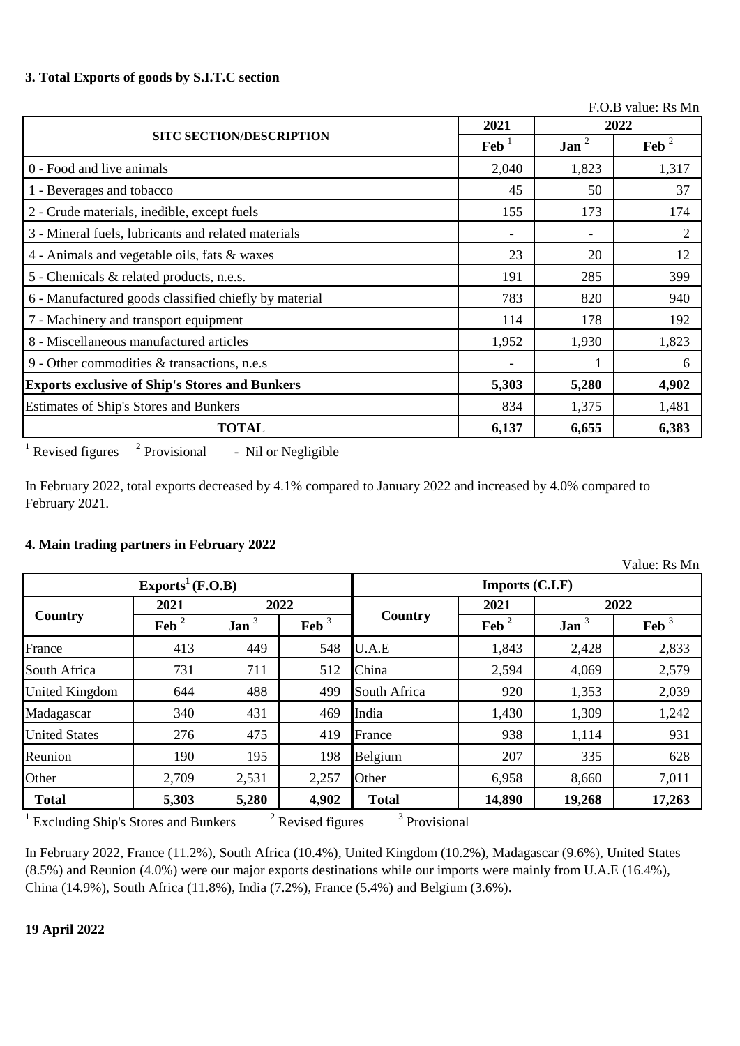### 3. Total Exports of goods by S.I.T.C section

F.O.B value: Rs Mn

| SITC SECTION/DESCRIPTION | 2021 | 2022 | |
|---|---|---|---|
| | Feb [1] | Jan [2] | Feb [2] |
| 0 - Food and live animals | 2,040 | 1,823 | 1,317 |
| 1 - Beverages and tobacco | 45 | 50 | 37 |
| 2 - Crude materials, inedible, except fuels | 155 | 173 | 174 |
| 3 - Mineral fuels, lubricants and related materials | - | - | 2 |
| 4 - Animals and vegetable oils, fats & waxes | 23 | 20 | 12 |
| 5 - Chemicals & related products, n.e.s. | 191 | 285 | 399 |
| 6 - Manufactured goods classified chiefly by material | 783 | 820 | 940 |
| 7 - Machinery and transport equipment | 114 | 178 | 192 |
| 8 - Miscellaneous manufactured articles | 1,952 | 1,930 | 1,823 |
| 9 - Other commodities & transactions, n.e.s | - | 1 | 6 |
| **Exports exclusive of Ship's Stores and Bunkers** | **5,303** | **5,280** | **4,902** |
| Estimates of Ship's Stores and Bunkers | 834 | 1,375 | 1,481 |
| **TOTAL** | **6,137** | **6,655** | **6,383** |

[1] Revised figures [2] Provisional - Nil or Negligible

In February 2022, total exports decreased by 4.1% compared to January 2022 and increased by 4.0% compared to February 2021.

### 4. Main trading partners in February 2022

Value: Rs Mn

| Exports[1] (F.O.B) | | | | Imports (C.I.F) | | | |
|---|---|---|---|---|---|---|---|
| Country | 2021 | 2022 | | Country | 2021 | 2022 | |
| | Feb [2] | Jan [3] | Feb [3] | | Feb [2] | Jan [3] | Feb [3] |
| France | 413 | 449 | 548 | U.A.E | 1,843 | 2,428 | 2,833 |
| South Africa | 731 | 711 | 512 | China | 2,594 | 4,069 | 2,579 |
| United Kingdom | 644 | 488 | 499 | South Africa | 920 | 1,353 | 2,039 |
| Madagascar | 340 | 431 | 469 | India | 1,430 | 1,309 | 1,242 |
| United States | 276 | 475 | 419 | France | 938 | 1,114 | 931 |
| Reunion | 190 | 195 | 198 | Belgium | 207 | 335 | 628 |
| Other | 2,709 | 2,531 | 2,257 | Other | 6,958 | 8,660 | 7,011 |
| **Total** | **5,303** | **5,280** | **4,902** | **Total** | **14,890** | **19,268** | **17,263** |

[1] Excluding Ship's Stores and Bunkers [2] Revised figures [3] Provisional

In February 2022, France (11.2%), South Africa (10.4%), United Kingdom (10.2%), Madagascar (9.6%), United States (8.5%) and Reunion (4.0%) were our major exports destinations while our imports were mainly from U.A.E (16.4%), China (14.9%), South Africa (11.8%), India (7.2%), France (5.4%) and Belgium (3.6%).

**19 April 2022**